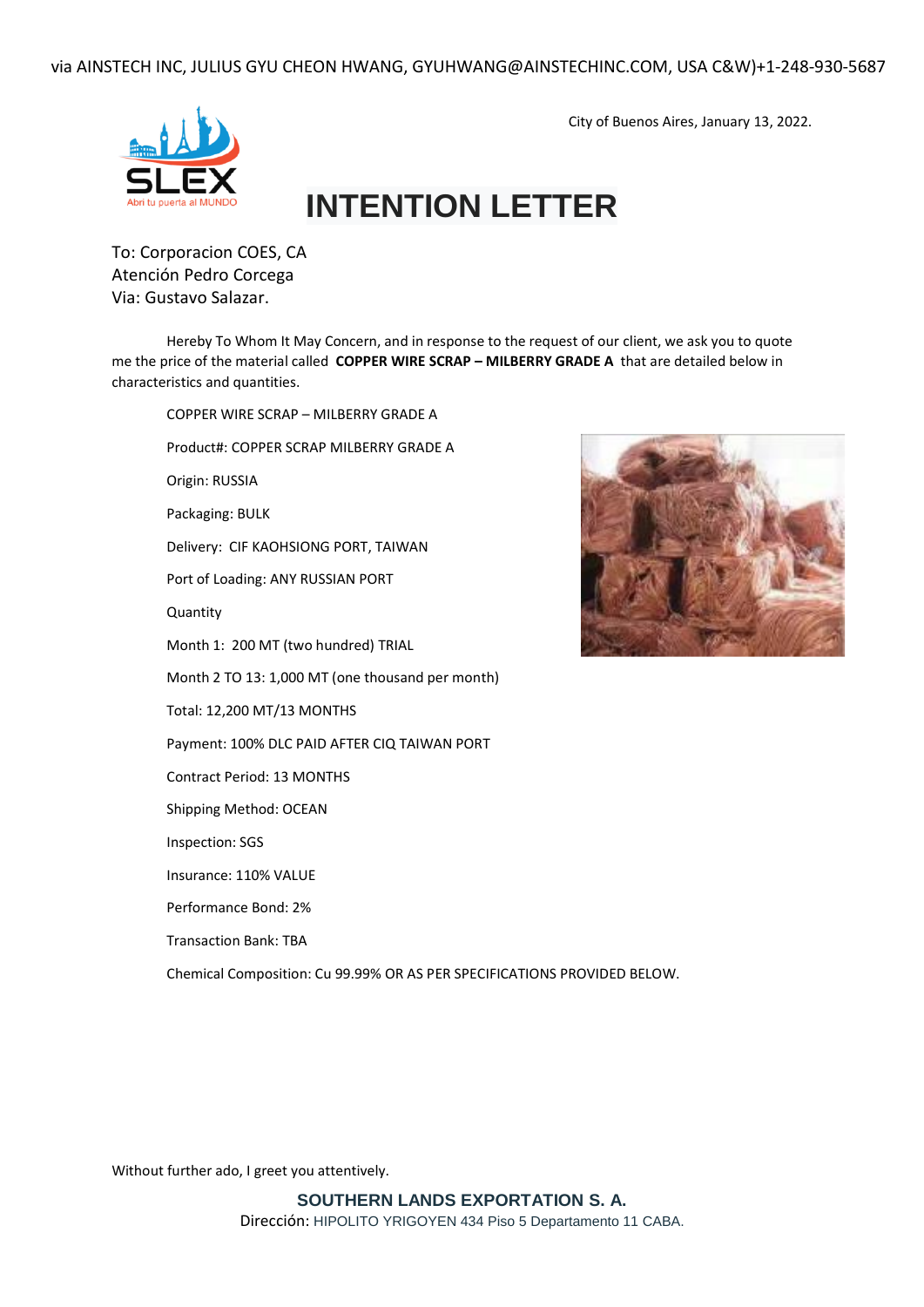via AINSTECH INC, JULIUS GYU CHEON HWANG, GYUHWANG@AINSTECHINC.COM, USA C&W)+1-248-930-5687

SLEX
Abri tu puerta al MUNDO

City of Buenos Aires, January 13, 2022.

# INTENTION LETTER

To: Corporacion COES, CA
Atención Pedro Corcega
Via: Gustavo Salazar.

Hereby To Whom It May Concern, and in response to the request of our client, we ask you to quote me the price of the material called **COPPER WIRE SCRAP – MILBERRY GRADE A** that are detailed below in characteristics and quantities.

COPPER WIRE SCRAP – MILBERRY GRADE A

Product#: COPPER SCRAP MILBERRY GRADE A

Origin: RUSSIA

Packaging: BULK

Delivery: CIF KAOHSIONG PORT, TAIWAN

Port of Loading: ANY RUSSIAN PORT

Quantity

Month 1: 200 MT (two hundred) TRIAL

Month 2 TO 13: 1,000 MT (one thousand per month)

Total: 12,200 MT/13 MONTHS

Payment: 100% DLC PAID AFTER CIQ TAIWAN PORT

Contract Period: 13 MONTHS

Shipping Method: OCEAN

Inspection: SGS

Insurance: 110% VALUE

Performance Bond: 2%

Transaction Bank: TBA

Chemical Composition: Cu 99.99% OR AS PER SPECIFICATIONS PROVIDED BELOW.

Without further ado, I greet you attentively.

**SOUTHERN LANDS EXPORTATION S. A.**
Dirección: HIPOLITO YRIGOYEN 434 Piso 5 Departamento 11 CABA.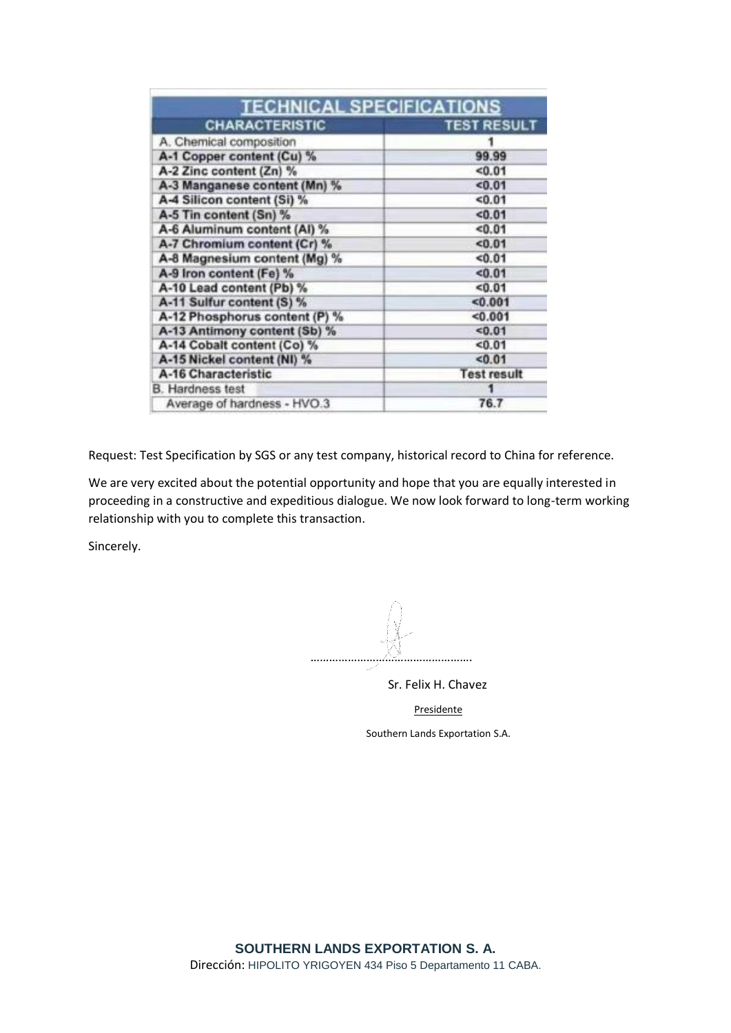| TECHNICAL SPECIFICATIONS | |
|---|---|
| CHARACTERISTIC | TEST RESULT |
| A. Chemical composition | 1 |
| A-1 Copper content (Cu) % | 99.99 |
| A-2 Zinc content (Zn) % | <0.01 |
| A-3 Manganese content (Mn) % | <0.01 |
| A-4 Silicon content (Si) % | <0.01 |
| A-5 Tin content (Sn) % | <0.01 |
| A-6 Aluminum content (Al) % | <0.01 |
| A-7 Chromium content (Cr) % | <0.01 |
| A-8 Magnesium content (Mg) % | <0.01 |
| A-9 Iron content (Fe) % | <0.01 |
| A-10 Lead content (Pb) % | <0.01 |
| A-11 Sulfur content (S) % | <0.001 |
| A-12 Phosphorus content (P) % | <0.001 |
| A-13 Antimony content (Sb) % | <0.01 |
| A-14 Cobalt content (Co) % | <0.01 |
| A-15 Nickel content (Ni) % | <0.01 |
| A-16 Characteristic | Test result |
| B. Hardness test | 1 |
| Average of hardness - HVO.3 | 76.7 |

Request: Test Specification by SGS or any test company, historical record to China for reference.

We are very excited about the potential opportunity and hope that you are equally interested in proceeding in a constructive and expeditious dialogue. We now look forward to long-term working relationship with you to complete this transaction.

Sincerely.

……………………………………………

Sr. Felix H. Chavez

Presidente

Southern Lands Exportation S.A.

**SOUTHERN LANDS EXPORTATION S. A.**

Dirección: HIPOLITO YRIGOYEN 434 Piso 5 Departamento 11 CABA.